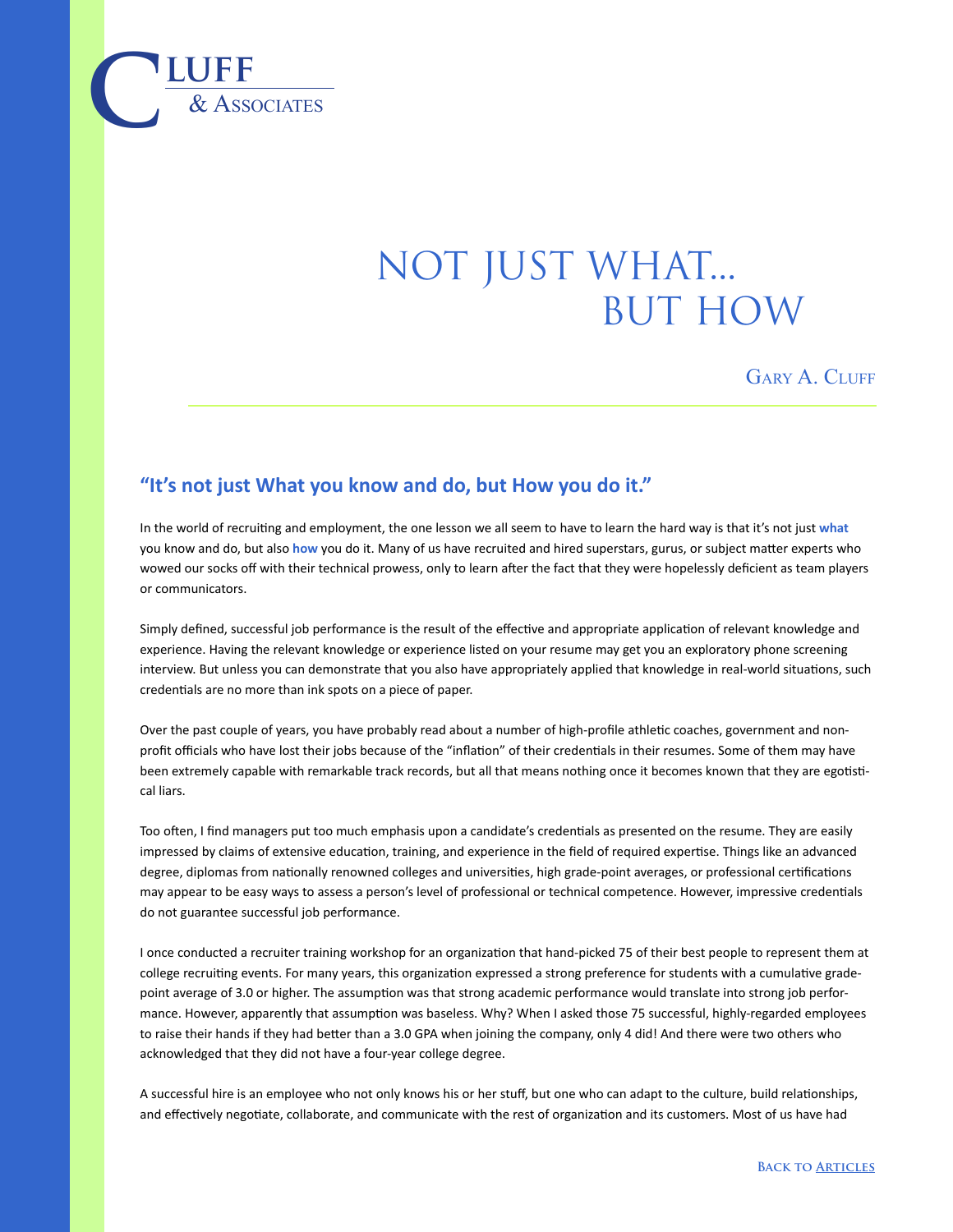Cluff & Associates

# NOT JUST WHAT... BUT HOW

Gary A. Cluff

## "It's not just What you know and do, but How you do it."

In the world of recruiting and employment, the one lesson we all seem to have to learn the hard way is that it's not just **what** you know and do, but also **how** you do it. Many of us have recruited and hired superstars, gurus, or subject matter experts who wowed our socks off with their technical prowess, only to learn after the fact that they were hopelessly deficient as team players or communicators.

Simply defined, successful job performance is the result of the effective and appropriate application of relevant knowledge and experience. Having the relevant knowledge or experience listed on your resume may get you an exploratory phone screening interview. But unless you can demonstrate that you also have appropriately applied that knowledge in real-world situations, such credentials are no more than ink spots on a piece of paper.

Over the past couple of years, you have probably read about a number of high-profile athletic coaches, government and non-profit officials who have lost their jobs because of the "inflation" of their credentials in their resumes. Some of them may have been extremely capable with remarkable track records, but all that means nothing once it becomes known that they are egotistical liars.

Too often, I find managers put too much emphasis upon a candidate's credentials as presented on the resume. They are easily impressed by claims of extensive education, training, and experience in the field of required expertise. Things like an advanced degree, diplomas from nationally renowned colleges and universities, high grade-point averages, or professional certifications may appear to be easy ways to assess a person's level of professional or technical competence. However, impressive credentials do not guarantee successful job performance.

I once conducted a recruiter training workshop for an organization that hand-picked 75 of their best people to represent them at college recruiting events. For many years, this organization expressed a strong preference for students with a cumulative grade-point average of 3.0 or higher. The assumption was that strong academic performance would translate into strong job performance. However, apparently that assumption was baseless. Why? When I asked those 75 successful, highly-regarded employees to raise their hands if they had better than a 3.0 GPA when joining the company, only 4 did! And there were two others who acknowledged that they did not have a four-year college degree.

A successful hire is an employee who not only knows his or her stuff, but one who can adapt to the culture, build relationships, and effectively negotiate, collaborate, and communicate with the rest of organization and its customers. Most of us have had

Back to Articles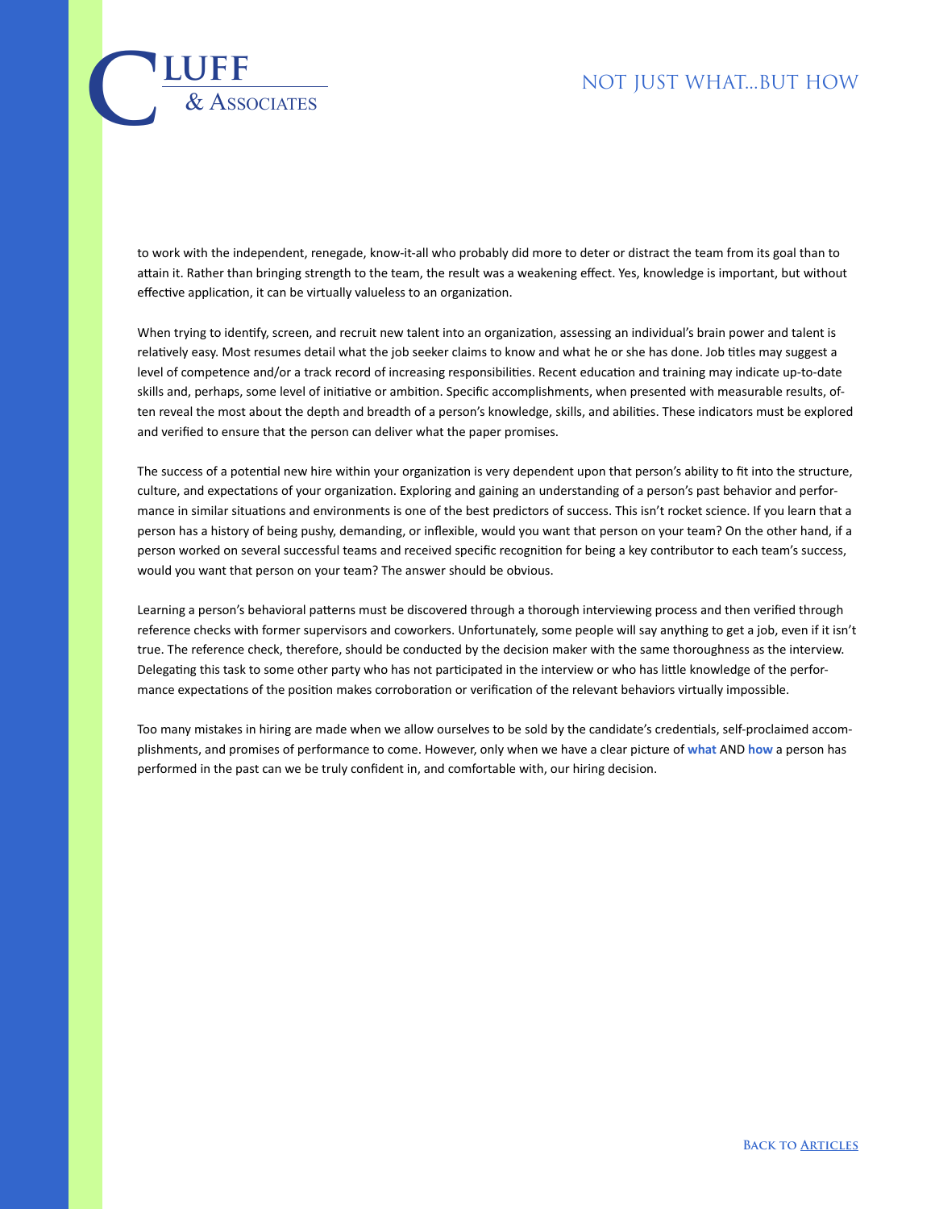to work with the independent, renegade, know-it-all who probably did more to deter or distract the team from its goal than to attain it. Rather than bringing strength to the team, the result was a weakening effect. Yes, knowledge is important, but without effective application, it can be virtually valueless to an organization.

When trying to identify, screen, and recruit new talent into an organization, assessing an individual's brain power and talent is relatively easy. Most resumes detail what the job seeker claims to know and what he or she has done. Job titles may suggest a level of competence and/or a track record of increasing responsibilities. Recent education and training may indicate up-to-date skills and, perhaps, some level of initiative or ambition. Specific accomplishments, when presented with measurable results, often reveal the most about the depth and breadth of a person's knowledge, skills, and abilities. These indicators must be explored and verified to ensure that the person can deliver what the paper promises.

The success of a potential new hire within your organization is very dependent upon that person's ability to fit into the structure, culture, and expectations of your organization. Exploring and gaining an understanding of a person's past behavior and performance in similar situations and environments is one of the best predictors of success. This isn't rocket science. If you learn that a person has a history of being pushy, demanding, or inflexible, would you want that person on your team? On the other hand, if a person worked on several successful teams and received specific recognition for being a key contributor to each team's success, would you want that person on your team? The answer should be obvious.

Learning a person's behavioral patterns must be discovered through a thorough interviewing process and then verified through reference checks with former supervisors and coworkers. Unfortunately, some people will say anything to get a job, even if it isn't true. The reference check, therefore, should be conducted by the decision maker with the same thoroughness as the interview. Delegating this task to some other party who has not participated in the interview or who has little knowledge of the performance expectations of the position makes corroboration or verification of the relevant behaviors virtually impossible.

Too many mistakes in hiring are made when we allow ourselves to be sold by the candidate's credentials, self-proclaimed accomplishments, and promises of performance to come. However, only when we have a clear picture of **what** AND **how** a person has performed in the past can we be truly confident in, and comfortable with, our hiring decision.

Back to Articles